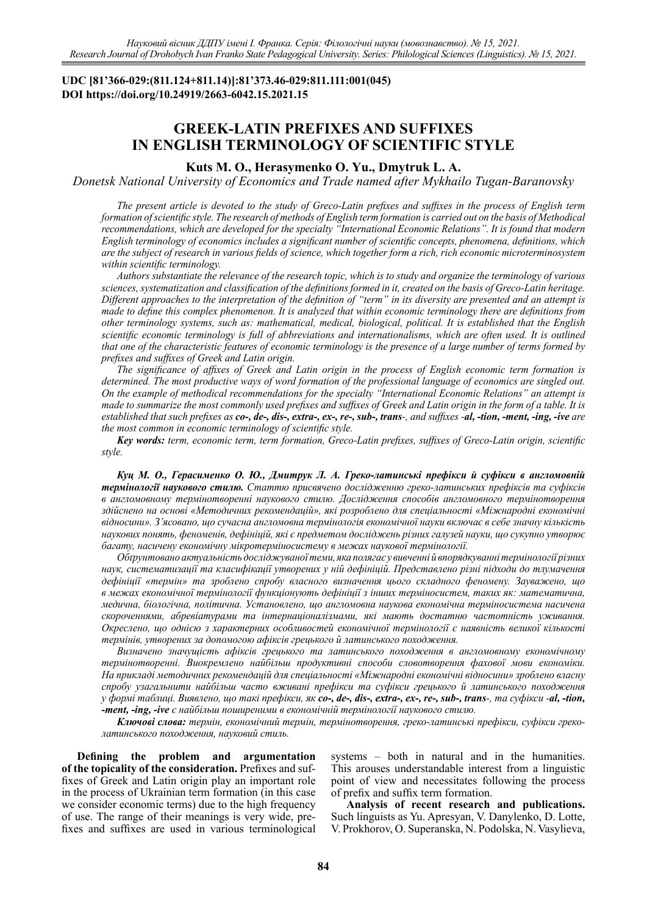**UDC [81'366-029:(811.124+811.14)]:81'373.46-029:811.111:001(045)**
**DOI https://doi.org/10.24919/2663-6042.15.2021.15**

# GREEK-LATIN PREFIXES AND SUFFIXES IN ENGLISH TERMINOLOGY OF SCIENTIFIC STYLE

**Kuts M. O., Herasymenko O. Yu., Dmytruk L. A.**

*Donetsk National University of Economics and Trade named after Mykhailo Tugan-Baranovsky*

*The present article is devoted to the study of Greco-Latin prefixes and suffixes in the process of English term formation of scientific style. The research of methods of English term formation is carried out on the basis of Methodical recommendations, which are developed for the specialty "International Economic Relations". It is found that modern English terminology of economics includes a significant number of scientific concepts, phenomena, definitions, which are the subject of research in various fields of science, which together form a rich, rich economic microterminosystem within scientific terminology.*

*Authors substantiate the relevance of the research topic, which is to study and organize the terminology of various sciences, systematization and classification of the definitions formed in it, created on the basis of Greco-Latin heritage. Different approaches to the interpretation of the definition of "term" in its diversity are presented and an attempt is made to define this complex phenomenon. It is analyzed that within economic terminology there are definitions from other terminology systems, such as: mathematical, medical, biological, political. It is established that the English scientific economic terminology is full of abbreviations and internationalisms, which are often used. It is outlined that one of the characteristic features of economic terminology is the presence of a large number of terms formed by prefixes and suffixes of Greek and Latin origin.*

*The significance of affixes of Greek and Latin origin in the process of English economic term formation is determined. The most productive ways of word formation of the professional language of economics are singled out. On the example of methodical recommendations for the specialty "International Economic Relations" an attempt is made to summarize the most commonly used prefixes and suffixes of Greek and Latin origin in the form of a table. It is established that such prefixes as* ***co-, de-, dis-, extra-, ex-, re-, sub-, trans-****, and suffixes* ***-al, -tion, -ment, -ing, -ive*** *are the most common in economic terminology of scientific style.*

***Key words:*** *term, economic term, term formation, Greco-Latin prefixes, suffixes of Greco-Latin origin, scientific style.*

***Куц М. О., Герасименко О. Ю., Дмитрук Л. А. Греко-латинські префікси й суфікси в англомовній термінології наукового стилю.*** *Статтю присвячено дослідженню греко-латинських префіксів та суфіксів в англомовному термінотворенні наукового стилю. Дослідження способів англомовного термінотворення здійснено на основі «Методичних рекомендацій», які розроблено для спеціальності «Міжнародні економічні відносини». З'ясовано, що сучасна англомовна термінологія економічної науки включає в себе значну кількість наукових понять, феноменів, дефініцій, які є предметом досліджень різних галузей науки, що сукупно утворює багату, насичену економічну мікротерміносистему в межах наукової термінології.*

*Обґрунтовано актуальність досліджуваної теми, яка полягає у вивченні й впорядкуванні термінології різних наук, систематизації та класифікації утворених у ній дефініцій. Представлено різні підходи до тлумачення дефініції «термін» та зроблено спробу власного визначення цього складного феномену. Зауважено, що в межах економічної термінології функціонують дефініції з інших терміносистем, таких як: математична, медична, біологічна, політична. Установлено, що англомовна наукова економічна терміносистема насичена скороченнями, абревіатурами та інтернаціоналізмами, які мають достатню частотність уживання. Окреслено, що однією з характерних особливостей економічної термінології є наявність великої кількості термінів, утворених за допомогою афіксів грецького й латинського походження.*

*Визначено значущість афіксів грецького та латинського походження в англомовному економічному термінотворенні. Виокремлено найбільш продуктивні способи словотворення фахової мови економіки. На прикладі методичних рекомендацій для спеціальності «Міжнародні економічні відносини» зроблено власну спробу узагальнити найбільш часто вживані префікси та суфікси грецького й латинського походження у формі таблиці. Виявлено, що такі префікси, як* ***co-, de-, dis-, extra-, ex-, re-, sub-, trans-****, та суфікси* ***-al, -tion, -ment, -ing, -ive*** *є найбільш поширеними в економічній термінології наукового стилю.*

***Ключові слова:*** *термін, економічний термін, термінотворення, греко-латинські префікси, суфікси греко-латинського походження, науковий стиль.*

**Defining the problem and argumentation of the topicality of the consideration.** Prefixes and suffixes of Greek and Latin origin play an important role in the process of Ukrainian term formation (in this case we consider economic terms) due to the high frequency of use. The range of their meanings is very wide, prefixes and suffixes are used in various terminological systems – both in natural and in the humanities. This arouses understandable interest from a linguistic point of view and necessitates following the process of prefix and suffix term formation.

**Analysis of recent research and publications.** Such linguists as Yu. Apresyan, V. Danylenko, D. Lotte, V. Prokhorov, O. Superanska, N. Podolska, N. Vasylieva,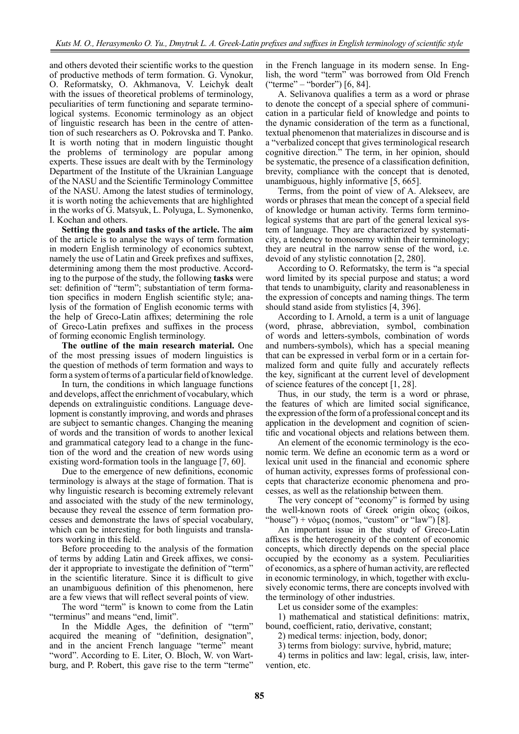and others devoted their scientific works to the question of productive methods of term formation. G. Vynokur, O. Reformatsky, O. Akhmanova, V. Leichyk dealt with the issues of theoretical problems of terminology, peculiarities of term functioning and separate terminological systems. Economic terminology as an object of linguistic research has been in the centre of attention of such researchers as O. Pokrovska and T. Panko. It is worth noting that in modern linguistic thought the problems of terminology are popular among experts. These issues are dealt with by the Terminology Department of the Institute of the Ukrainian Language of the NASU and the Scientific Terminology Committee of the NASU. Among the latest studies of terminology, it is worth noting the achievements that are highlighted in the works of G. Matsyuk, L. Polyuga, L. Symonenko, I. Kochan and others.

**Setting the goals and tasks of the article.** The **aim** of the article is to analyse the ways of term formation in modern English terminology of economics subtext, namely the use of Latin and Greek prefixes and suffixes, determining among them the most productive. According to the purpose of the study, the following **tasks** were set: definition of "term"; substantiation of term formation specifics in modern English scientific style; analysis of the formation of English economic terms with the help of Greco-Latin affixes; determining the role of Greco-Latin prefixes and suffixes in the process of forming economic English terminology.

**The outline of the main research material.** One of the most pressing issues of modern linguistics is the question of methods of term formation and ways to form a system of terms of a particular field of knowledge.

In turn, the conditions in which language functions and develops, affect the enrichment of vocabulary, which depends on extralinguistic conditions. Language development is constantly improving, and words and phrases are subject to semantic changes. Changing the meaning of words and the transition of words to another lexical and grammatical category lead to a change in the function of the word and the creation of new words using existing word-formation tools in the language [7, 60].

Due to the emergence of new definitions, economic terminology is always at the stage of formation. That is why linguistic research is becoming extremely relevant and associated with the study of the new terminology, because they reveal the essence of term formation processes and demonstrate the laws of special vocabulary, which can be interesting for both linguists and translators working in this field.

Before proceeding to the analysis of the formation of terms by adding Latin and Greek affixes, we consider it appropriate to investigate the definition of "term" in the scientific literature. Since it is difficult to give an unambiguous definition of this phenomenon, here are a few views that will reflect several points of view.

The word "term" is known to come from the Latin "terminus" and means "end, limit".

In the Middle Ages, the definition of "term" acquired the meaning of "definition, designation", and in the ancient French language "terme" meant "word". According to E. Liter, O. Bloch, W. von Wartburg, and P. Robert, this gave rise to the term "terme" in the French language in its modern sense. In English, the word "term" was borrowed from Old French ("terme" – "border") [6, 84].

A. Selivanova qualifies a term as a word or phrase to denote the concept of a special sphere of communication in a particular field of knowledge and points to the dynamic consideration of the term as a functional, textual phenomenon that materializes in discourse and is a "verbalized concept that gives terminological research cognitive direction." The term, in her opinion, should be systematic, the presence of a classification definition, brevity, compliance with the concept that is denoted, unambiguous, highly informative [5, 665].

Terms, from the point of view of A. Alekseev, are words or phrases that mean the concept of a special field of knowledge or human activity. Terms form terminological systems that are part of the general lexical system of language. They are characterized by systematicity, a tendency to monosemy within their terminology; they are neutral in the narrow sense of the word, i.e. devoid of any stylistic connotation [2, 280].

According to O. Reformatsky, the term is "a special word limited by its special purpose and status; a word that tends to unambiguity, clarity and reasonableness in the expression of concepts and naming things. The term should stand aside from stylistics [4, 396].

According to I. Arnold, a term is a unit of language (word, phrase, abbreviation, symbol, combination of words and letters-symbols, combination of words and numbers-symbols), which has a special meaning that can be expressed in verbal form or in a certain formalized form and quite fully and accurately reflects the key, significant at the current level of development of science features of the concept [1, 28].

Thus, in our study, the term is a word or phrase, the features of which are limited social significance, the expression of the form of a professional concept and its application in the development and cognition of scientific and vocational objects and relations between them.

An element of the economic terminology is the economic term. We define an economic term as a word or lexical unit used in the financial and economic sphere of human activity, expresses forms of professional concepts that characterize economic phenomena and processes, as well as the relationship between them.

The very concept of "economy" is formed by using the well-known roots of Greek origin οἶκος (oikos, "house") + νόμος (nomos, "custom" or "law") [8].

An important issue in the study of Greco-Latin affixes is the heterogeneity of the content of economic concepts, which directly depends on the special place occupied by the economy as a system. Peculiarities of economics, as a sphere of human activity, are reflected in economic terminology, in which, together with exclusively economic terms, there are concepts involved with the terminology of other industries.

Let us consider some of the examples:

1) mathematical and statistical definitions: matrix, bound, coefficient, ratio, derivative, constant;

2) medical terms: injection, body, donor;

3) terms from biology: survive, hybrid, mature;

4) terms in politics and law: legal, crisis, law, intervention, etc.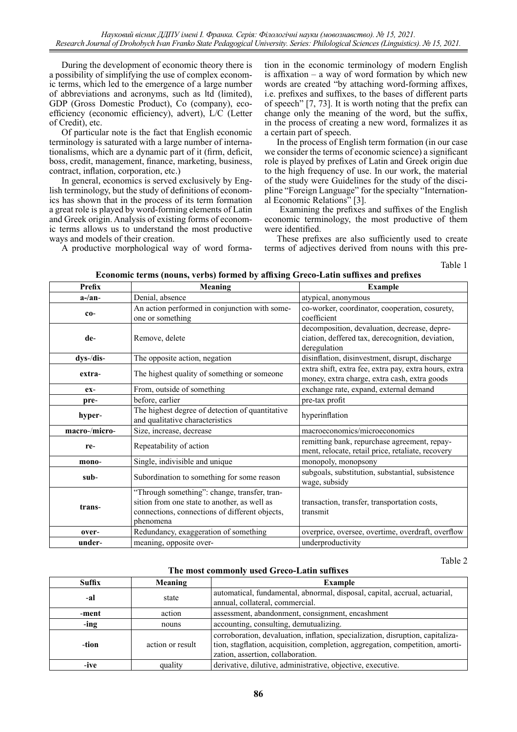During the development of economic theory there is a possibility of simplifying the use of complex economic terms, which led to the emergence of a large number of abbreviations and acronyms, such as ltd (limited), GDP (Gross Domestic Product), Co (company), eco-efficiency (economic efficiency), advert), L/C (Letter of Credit), etc.

Of particular note is the fact that English economic terminology is saturated with a large number of internationalisms, which are a dynamic part of it (firm, deficit, boss, credit, management, finance, marketing, business, contract, inflation, corporation, etc.)

In general, economics is served exclusively by English terminology, but the study of definitions of economics has shown that in the process of its term formation a great role is played by word-forming elements of Latin and Greek origin. Analysis of existing forms of economic terms allows us to understand the most productive ways and models of their creation.

A productive morphological way of word formation in the economic terminology of modern English is affixation – a way of word formation by which new words are created "by attaching word-forming affixes, i.e. prefixes and suffixes, to the bases of different parts of speech" [7, 73]. It is worth noting that the prefix can change only the meaning of the word, but the suffix, in the process of creating a new word, formalizes it as a certain part of speech.

In the process of English term formation (in our case we consider the terms of economic science) a significant role is played by prefixes of Latin and Greek origin due to the high frequency of use. In our work, the material of the study were Guidelines for the study of the discipline "Foreign Language" for the specialty "International Economic Relations" [3].

Examining the prefixes and suffixes of the English economic terminology, the most productive of them were identified.

These prefixes are also sufficiently used to create terms of adjectives derived from nouns with this pre-

Table 1

**Economic terms (nouns, verbs) formed by affixing Greco-Latin suffixes and prefixes**

| Prefix | Meaning | Example |
|---|---|---|
| **a-/an-** | Denial, absence | atypical, anonymous |
| **co-** | An action performed in conjunction with someone or something | co-worker, coordinator, cooperation, cosurety, coefficient |
| **de-** | Remove, delete | decomposition, devaluation, decrease, depreciation, deffered tax, derecognition, deviation, deregulation |
| **dys-/dis-** | The opposite action, negation | disinflation, disinvestment, disrupt, discharge |
| **extra-** | The highest quality of something or someone | extra shift, extra fee, extra pay, extra hours, extra money, extra charge, extra cash, extra goods |
| **ex-** | From, outside of something | exchange rate, expand, external demand |
| **pre-** | before, earlier | pre-tax profit |
| **hyper-** | The highest degree of detection of quantitative and qualitative characteristics | hyperinflation |
| **macro-/micro-** | Size, increase, decrease | macroeconomics/microeconomics |
| **re-** | Repeatability of action | remitting bank, repurchase agreement, repayment, relocate, retail price, retaliate, recovery |
| **mono-** | Single, indivisible and unique | monopoly, monopsony |
| **sub-** | Subordination to something for some reason | subgoals, substitution, substantial, subsistence wage, subsidy |
| **trans-** | "Through something": change, transfer, transition from one state to another, as well as connections, connections of different objects, phenomena | transaction, transfer, transportation costs, transmit |
| **over-** | Redundancy, exaggeration of something | overprice, oversee, overtime, overdraft, overflow |
| **under-** | meaning, opposite over- | underproductivity |

Table 2

**The most commonly used Greco-Latin suffixes**

| Suffix | Meaning | Example |
|---|---|---|
| **-al** | state | automatical, fundamental, abnormal, disposal, capital, accrual, actuarial, annual, collateral, commercial. |
| **-ment** | action | assessment, abandonment, consignment, encashment |
| **-ing** | nouns | accounting, consulting, demutualizing. |
| **-tion** | action or result | corroboration, devaluation, inflation, specialization, disruption, capitalization, stagflation, acquisition, completion, aggregation, competition, amortization, assertion, collaboration. |
| **-ive** | quality | derivative, dilutive, administrative, objective, executive. |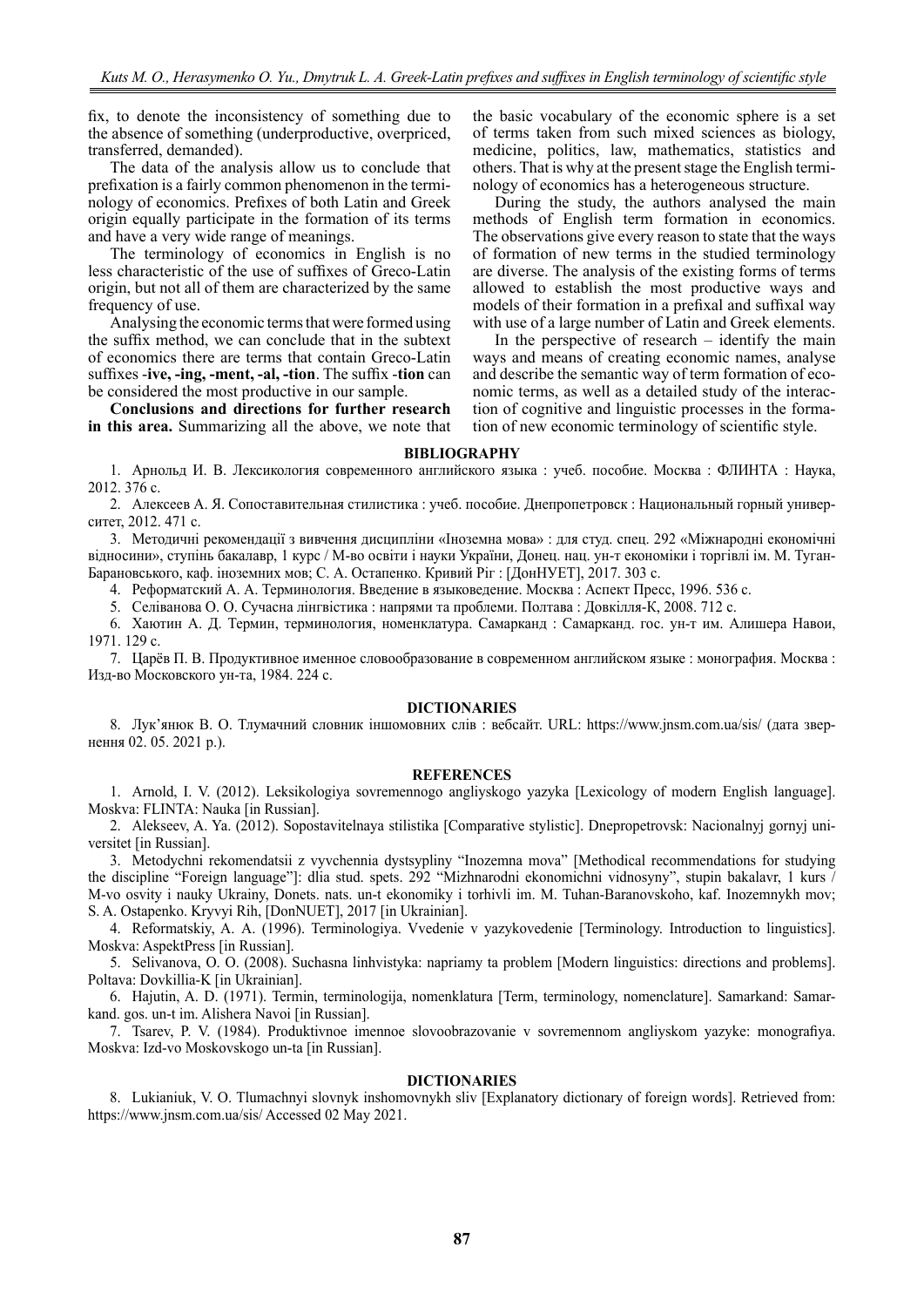fix, to denote the inconsistency of something due to the absence of something (underproductive, overpriced, transferred, demanded).

The data of the analysis allow us to conclude that prefixation is a fairly common phenomenon in the terminology of economics. Prefixes of both Latin and Greek origin equally participate in the formation of its terms and have a very wide range of meanings.

The terminology of economics in English is no less characteristic of the use of suffixes of Greco-Latin origin, but not all of them are characterized by the same frequency of use.

Analysing the economic terms that were formed using the suffix method, we can conclude that in the subtext of economics there are terms that contain Greco-Latin suffixes **-ive, -ing, -ment, -al, -tion**. The suffix **-tion** can be considered the most productive in our sample.

**Conclusions and directions for further research in this area.** Summarizing all the above, we note that the basic vocabulary of the economic sphere is a set of terms taken from such mixed sciences as biology, medicine, politics, law, mathematics, statistics and others. That is why at the present stage the English terminology of economics has a heterogeneous structure.

During the study, the authors analysed the main methods of English term formation in economics. The observations give every reason to state that the ways of formation of new terms in the studied terminology are diverse. The analysis of the existing forms of terms allowed to establish the most productive ways and models of their formation in a prefixal and suffixal way with use of a large number of Latin and Greek elements.

In the perspective of research – identify the main ways and means of creating economic names, analyse and describe the semantic way of term formation of economic terms, as well as a detailed study of the interaction of cognitive and linguistic processes in the formation of new economic terminology of scientific style.

## BIBLIOGRAPHY

1. Арнольд И. В. Лексикология современного английского языка : учеб. пособие. Москва : ФЛИНТА : Наука, 2012. 376 с.
2. Алексеев А. Я. Сопоставительная стилистика : учеб. пособие. Днепропетровск : Национальный горный университет, 2012. 471 с.
3. Методичні рекомендації з вивчення дисципліни «Іноземна мова» : для студ. спец. 292 «Міжнародні економічні відносини», ступінь бакалавр, 1 курс / М-во освіти і науки України, Донец. нац. ун-т економіки і торгівлі ім. М. Туган-Барановського, каф. іноземних мов; С. А. Остапенко. Кривий Ріг : [ДонНУЕТ], 2017. 303 с.
4. Реформатский А. А. Терминология. Введение в языковедение. Москва : Аспект Пресс, 1996. 536 с.
5. Селіванова О. О. Сучасна лінгвістика : напрями та проблеми. Полтава : Довкілля-К, 2008. 712 с.
6. Хаютин А. Д. Термин, терминология, номенклатура. Самарканд : Самарканд. гос. ун-т им. Алишера Навои, 1971. 129 с.
7. Царёв П. В. Продуктивное именное словообразование в современном английском языке : монография. Москва : Изд-во Московского ун-та, 1984. 224 с.

## DICTIONARIES

8. Лук'янюк В. О. Тлумачний словник іншомовних слів : вебсайт. URL: https://www.jnsm.com.ua/sis/ (дата звернення 02. 05. 2021 р.).

## REFERENCES

1. Arnold, I. V. (2012). Leksikologiya sovremennogo angliyskogo yazyka [Lexicology of modern English language]. Moskva: FLINTA: Nauka [in Russian].
2. Alekseev, A. Ya. (2012). Sopostavitelnaya stilistika [Comparative stylistic]. Dnepropetrovsk: Nacionalnyj gornyj universitet [in Russian].
3. Metodychni rekomendatsii z vyvchennia dystsypliny "Inozemna mova" [Methodical recommendations for studying the discipline "Foreign language"]: dlia stud. spets. 292 "Mizhnarodni ekonomichni vidnosyny", stupin bakalavr, 1 kurs / M-vo osvity i nauky Ukrainy, Donets. nats. un-t ekonomiky i torhivli im. M. Tuhan-Baranovskoho, kaf. Inozemnykh mov; S. A. Ostapenko. Kryvyi Rih, [DonNUET], 2017 [in Ukrainian].
4. Reformatskiy, A. A. (1996). Terminologiya. Vvedenie v yazykovedenie [Terminology. Introduction to linguistics]. Moskva: AspektPress [in Russian].
5. Selivanova, O. O. (2008). Suchasna linhvistyka: napriamy ta problem [Modern linguistics: directions and problems]. Poltava: Dovkillia-K [in Ukrainian].
6. Hajutin, A. D. (1971). Termin, terminologija, nomenklatura [Term, terminology, nomenclature]. Samarkand: Samarkand. gos. un-t im. Alishera Navoi [in Russian].
7. Tsarev, P. V. (1984). Produktivnoe imennoe slovoobrazovanie v sovremennom angliyskom yazyke: monografiya. Moskva: Izd-vo Moskovskogo un-ta [in Russian].

## DICTIONARIES

8. Lukianiuk, V. O. Tlumachnyi slovnyk inshomovnykh sliv [Explanatory dictionary of foreign words]. Retrieved from: https://www.jnsm.com.ua/sis/ Accessed 02 May 2021.